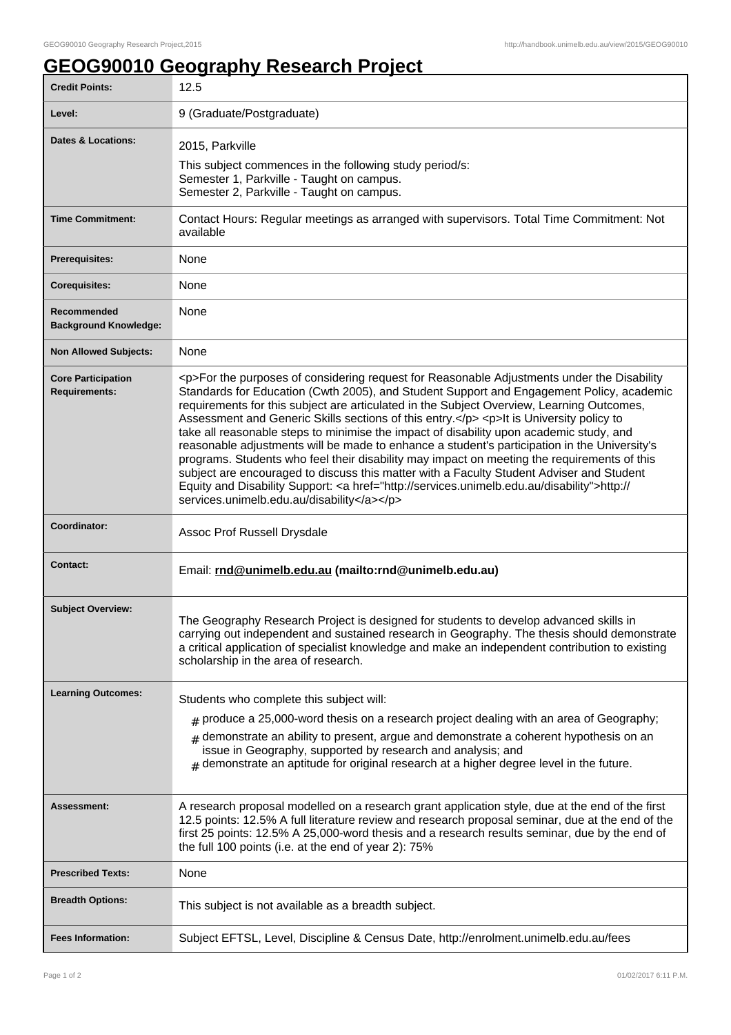# GEOG90010 Geography Research Project

| | |
|---|---|
| **Credit Points:** | 12.5 |
| **Level:** | 9 (Graduate/Postgraduate) |
| **Dates & Locations:** | 2015, Parkville<br>This subject commences in the following study period/s:<br>Semester 1, Parkville - Taught on campus.<br>Semester 2, Parkville - Taught on campus. |
| **Time Commitment:** | Contact Hours: Regular meetings as arranged with supervisors. Total Time Commitment: Not available |
| **Prerequisites:** | None |
| **Corequisites:** | None |
| **Recommended Background Knowledge:** | None |
| **Non Allowed Subjects:** | None |
| **Core Participation Requirements:** | <p>For the purposes of considering request for Reasonable Adjustments under the Disability Standards for Education (Cwth 2005), and Student Support and Engagement Policy, academic requirements for this subject are articulated in the Subject Overview, Learning Outcomes, Assessment and Generic Skills sections of this entry.</p> <p>It is University policy to take all reasonable steps to minimise the impact of disability upon academic study, and reasonable adjustments will be made to enhance a student's participation in the University's programs. Students who feel their disability may impact on meeting the requirements of this subject are encouraged to discuss this matter with a Faculty Student Adviser and Student Equity and Disability Support: <a href="http://services.unimelb.edu.au/disability">http://services.unimelb.edu.au/disability</a></p> |
| **Coordinator:** | Assoc Prof Russell Drysdale |
| **Contact:** | Email: **rnd@unimelb.edu.au (mailto:rnd@unimelb.edu.au)** |
| **Subject Overview:** | The Geography Research Project is designed for students to develop advanced skills in carrying out independent and sustained research in Geography. The thesis should demonstrate a critical application of specialist knowledge and make an independent contribution to existing scholarship in the area of research. |
| **Learning Outcomes:** | Students who complete this subject will:<br># produce a 25,000-word thesis on a research project dealing with an area of Geography;<br># demonstrate an ability to present, argue and demonstrate a coherent hypothesis on an issue in Geography, supported by research and analysis; and<br># demonstrate an aptitude for original research at a higher degree level in the future. |
| **Assessment:** | A research proposal modelled on a research grant application style, due at the end of the first 12.5 points: 12.5% A full literature review and research proposal seminar, due at the end of the first 25 points: 12.5% A 25,000-word thesis and a research results seminar, due by the end of the full 100 points (i.e. at the end of year 2): 75% |
| **Prescribed Texts:** | None |
| **Breadth Options:** | This subject is not available as a breadth subject. |
| **Fees Information:** | Subject EFTSL, Level, Discipline & Census Date, http://enrolment.unimelb.edu.au/fees |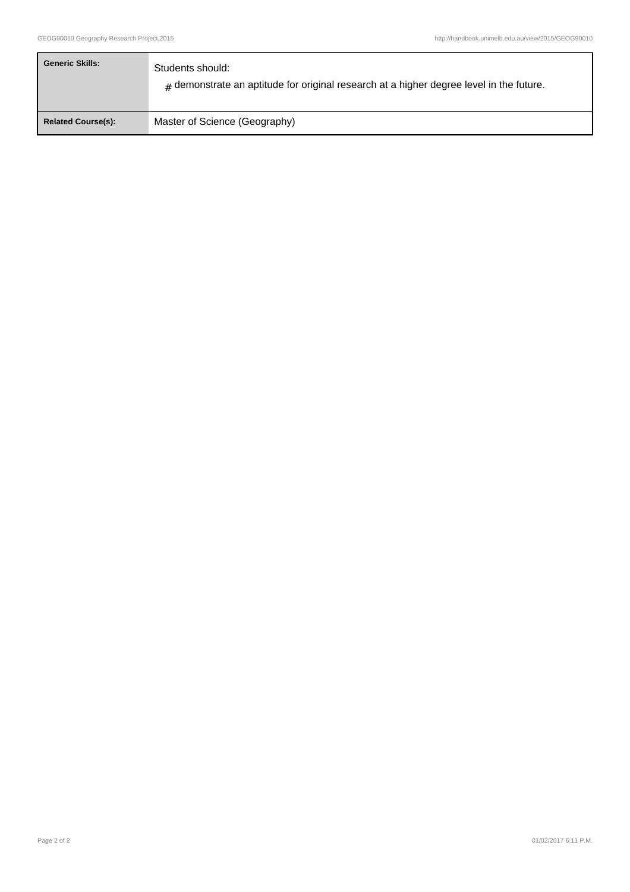| | |
|---|---|
| **Generic Skills:** | Students should: <br> # demonstrate an aptitude for original research at a higher degree level in the future. |
| **Related Course(s):** | Master of Science (Geography) |